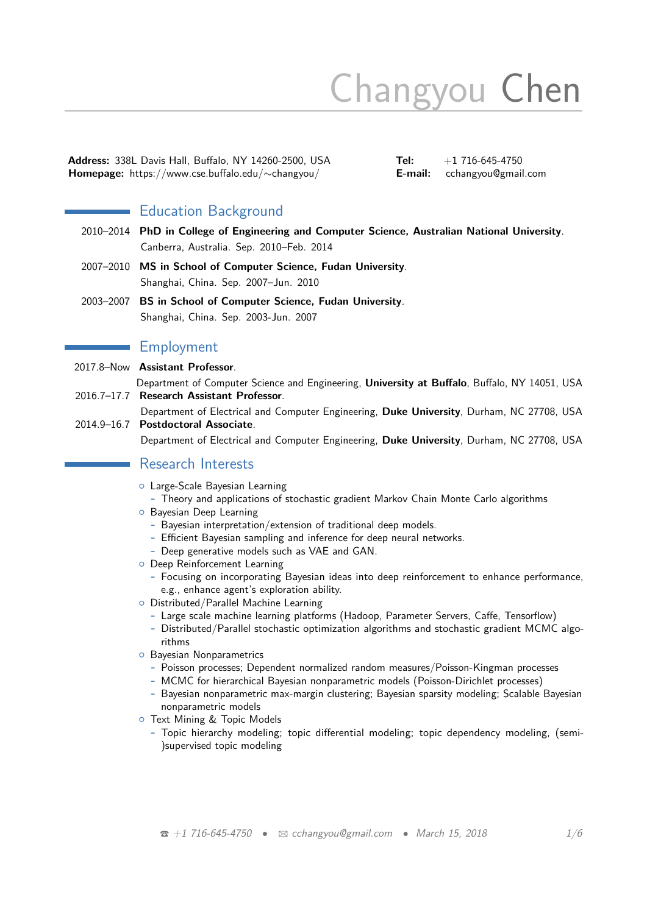# Changyou Chen

**Address:** 338L Davis Hall, Buffalo, NY 14260-2500, USA
**Homepage:** https://www.cse.buffalo.edu/~changyou/

**Tel:** +1 716-645-4750
**E-mail:** cchangyou@gmail.com

## Education Background

2010–2014 **PhD in College of Engineering and Computer Science, Australian National University**.
Canberra, Australia. Sep. 2010–Feb. 2014

2007–2010 **MS in School of Computer Science, Fudan University**.
Shanghai, China. Sep. 2007–Jun. 2010

2003–2007 **BS in School of Computer Science, Fudan University**.
Shanghai, China. Sep. 2003-Jun. 2007

## Employment

2017.8–Now **Assistant Professor**.
Department of Computer Science and Engineering, **University at Buffalo**, Buffalo, NY 14051, USA

2016.7–17.7 **Research Assistant Professor**.
Department of Electrical and Computer Engineering, **Duke University**, Durham, NC 27708, USA

2014.9–16.7 **Postdoctoral Associate**.
Department of Electrical and Computer Engineering, **Duke University**, Durham, NC 27708, USA

## Research Interests

- Large-Scale Bayesian Learning
  - Theory and applications of stochastic gradient Markov Chain Monte Carlo algorithms
- Bayesian Deep Learning
  - Bayesian interpretation/extension of traditional deep models.
  - Efficient Bayesian sampling and inference for deep neural networks.
  - Deep generative models such as VAE and GAN.
- Deep Reinforcement Learning
  - Focusing on incorporating Bayesian ideas into deep reinforcement to enhance performance, e.g., enhance agent's exploration ability.
- Distributed/Parallel Machine Learning
  - Large scale machine learning platforms (Hadoop, Parameter Servers, Caffe, Tensorflow)
  - Distributed/Parallel stochastic optimization algorithms and stochastic gradient MCMC algorithms
- Bayesian Nonparametrics
  - Poisson processes; Dependent normalized random measures/Poisson-Kingman processes
  - MCMC for hierarchical Bayesian nonparametric models (Poisson-Dirichlet processes)
  - Bayesian nonparametric max-margin clustering; Bayesian sparsity modeling; Scalable Bayesian nonparametric models
- Text Mining & Topic Models
  - Topic hierarchy modeling; topic differential modeling; topic dependency modeling, (semi-)supervised topic modeling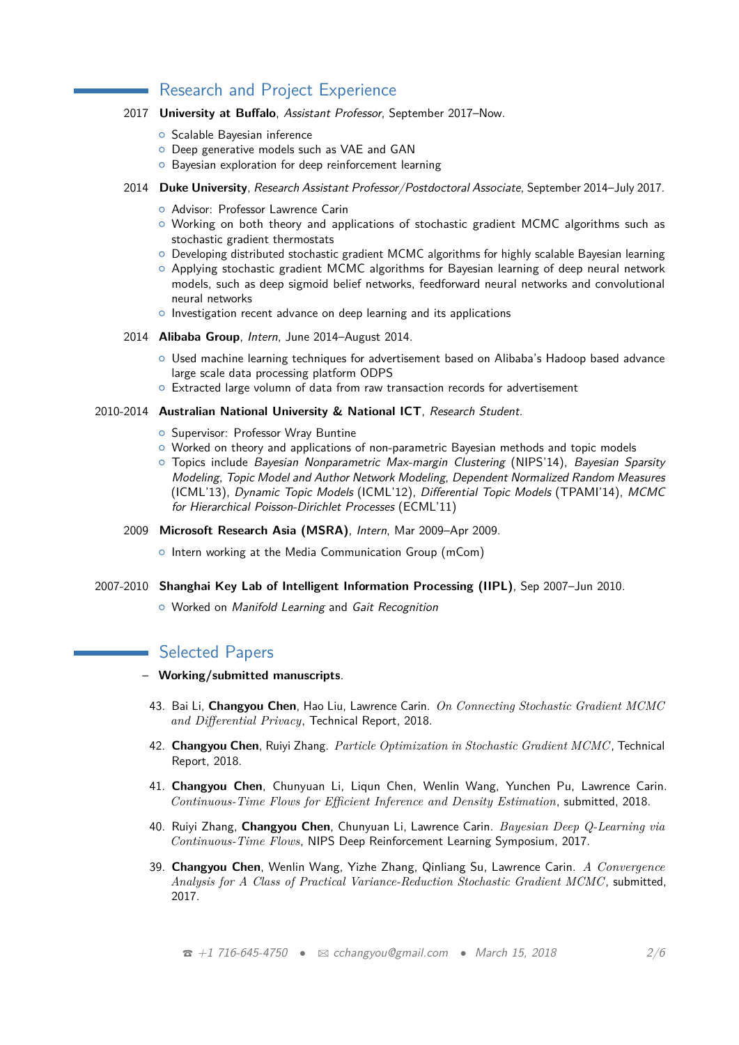## Research and Project Experience

2017 **University at Buffalo**, *Assistant Professor*, September 2017–Now.

- Scalable Bayesian inference
- Deep generative models such as VAE and GAN
- Bayesian exploration for deep reinforcement learning

2014 **Duke University**, *Research Assistant Professor/Postdoctoral Associate*, September 2014–July 2017.

- Advisor: Professor Lawrence Carin
- Working on both theory and applications of stochastic gradient MCMC algorithms such as stochastic gradient thermostats
- Developing distributed stochastic gradient MCMC algorithms for highly scalable Bayesian learning
- Applying stochastic gradient MCMC algorithms for Bayesian learning of deep neural network models, such as deep sigmoid belief networks, feedforward neural networks and convolutional neural networks
- Investigation recent advance on deep learning and its applications

2014 **Alibaba Group**, *Intern*, June 2014–August 2014.

- Used machine learning techniques for advertisement based on Alibaba's Hadoop based advance large scale data processing platform ODPS
- Extracted large volumn of data from raw transaction records for advertisement

2010-2014 **Australian National University & National ICT**, *Research Student*.

- Supervisor: Professor Wray Buntine
- Worked on theory and applications of non-parametric Bayesian methods and topic models
- Topics include *Bayesian Nonparametric Max-margin Clustering* (NIPS'14), *Bayesian Sparsity Modeling*, *Topic Model and Author Network Modeling*, *Dependent Normalized Random Measures* (ICML'13), *Dynamic Topic Models* (ICML'12), *Differential Topic Models* (TPAMI'14), *MCMC for Hierarchical Poisson-Dirichlet Processes* (ECML'11)

2009 **Microsoft Research Asia (MSRA)**, *Intern*, Mar 2009–Apr 2009.

- Intern working at the Media Communication Group (mCom)

2007-2010 **Shanghai Key Lab of Intelligent Information Processing (IIPL)**, Sep 2007–Jun 2010.

- Worked on *Manifold Learning* and *Gait Recognition*

## Selected Papers

– **Working/submitted manuscripts**.

43. Bai Li, **Changyou Chen**, Hao Liu, Lawrence Carin. *On Connecting Stochastic Gradient MCMC and Differential Privacy*, Technical Report, 2018.

42. **Changyou Chen**, Ruiyi Zhang. *Particle Optimization in Stochastic Gradient MCMC*, Technical Report, 2018.

41. **Changyou Chen**, Chunyuan Li, Liqun Chen, Wenlin Wang, Yunchen Pu, Lawrence Carin. *Continuous-Time Flows for Efficient Inference and Density Estimation*, submitted, 2018.

40. Ruiyi Zhang, **Changyou Chen**, Chunyuan Li, Lawrence Carin. *Bayesian Deep Q-Learning via Continuous-Time Flows*, NIPS Deep Reinforcement Learning Symposium, 2017.

39. **Changyou Chen**, Wenlin Wang, Yizhe Zhang, Qinliang Su, Lawrence Carin. *A Convergence Analysis for A Class of Practical Variance-Reduction Stochastic Gradient MCMC*, submitted, 2017.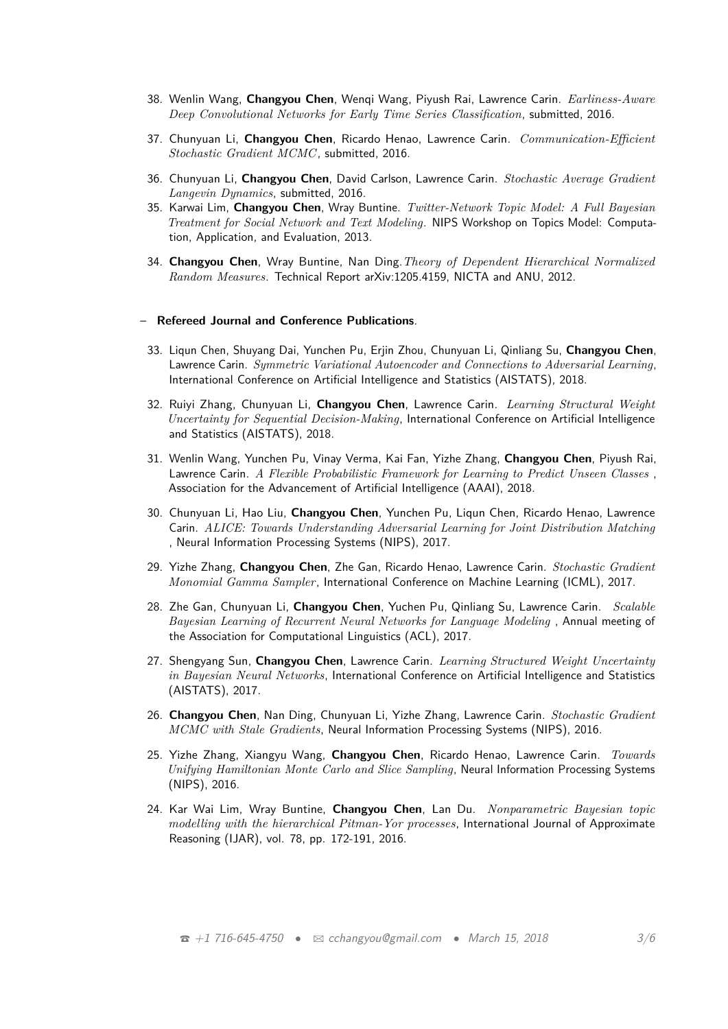38. Wenlin Wang, **Changyou Chen**, Wenqi Wang, Piyush Rai, Lawrence Carin. *Earliness-Aware Deep Convolutional Networks for Early Time Series Classification*, submitted, 2016.

37. Chunyuan Li, **Changyou Chen**, Ricardo Henao, Lawrence Carin. *Communication-Efficient Stochastic Gradient MCMC*, submitted, 2016.

36. Chunyuan Li, **Changyou Chen**, David Carlson, Lawrence Carin. *Stochastic Average Gradient Langevin Dynamics*, submitted, 2016.

35. Karwai Lim, **Changyou Chen**, Wray Buntine. *Twitter-Network Topic Model: A Full Bayesian Treatment for Social Network and Text Modeling.* NIPS Workshop on Topics Model: Computation, Application, and Evaluation, 2013.

34. **Changyou Chen**, Wray Buntine, Nan Ding. *Theory of Dependent Hierarchical Normalized Random Measures.* Technical Report arXiv:1205.4159, NICTA and ANU, 2012.

– **Refereed Journal and Conference Publications**.

33. Liqun Chen, Shuyang Dai, Yunchen Pu, Erjin Zhou, Chunyuan Li, Qinliang Su, **Changyou Chen**, Lawrence Carin. *Symmetric Variational Autoencoder and Connections to Adversarial Learning*, International Conference on Artificial Intelligence and Statistics (AISTATS), 2018.

32. Ruiyi Zhang, Chunyuan Li, **Changyou Chen**, Lawrence Carin. *Learning Structural Weight Uncertainty for Sequential Decision-Making*, International Conference on Artificial Intelligence and Statistics (AISTATS), 2018.

31. Wenlin Wang, Yunchen Pu, Vinay Verma, Kai Fan, Yizhe Zhang, **Changyou Chen**, Piyush Rai, Lawrence Carin. *A Flexible Probabilistic Framework for Learning to Predict Unseen Classes* , Association for the Advancement of Artificial Intelligence (AAAI), 2018.

30. Chunyuan Li, Hao Liu, **Changyou Chen**, Yunchen Pu, Liqun Chen, Ricardo Henao, Lawrence Carin. *ALICE: Towards Understanding Adversarial Learning for Joint Distribution Matching* , Neural Information Processing Systems (NIPS), 2017.

29. Yizhe Zhang, **Changyou Chen**, Zhe Gan, Ricardo Henao, Lawrence Carin. *Stochastic Gradient Monomial Gamma Sampler*, International Conference on Machine Learning (ICML), 2017.

28. Zhe Gan, Chunyuan Li, **Changyou Chen**, Yuchen Pu, Qinliang Su, Lawrence Carin. *Scalable Bayesian Learning of Recurrent Neural Networks for Language Modeling* , Annual meeting of the Association for Computational Linguistics (ACL), 2017.

27. Shengyang Sun, **Changyou Chen**, Lawrence Carin. *Learning Structured Weight Uncertainty in Bayesian Neural Networks*, International Conference on Artificial Intelligence and Statistics (AISTATS), 2017.

26. **Changyou Chen**, Nan Ding, Chunyuan Li, Yizhe Zhang, Lawrence Carin. *Stochastic Gradient MCMC with Stale Gradients*, Neural Information Processing Systems (NIPS), 2016.

25. Yizhe Zhang, Xiangyu Wang, **Changyou Chen**, Ricardo Henao, Lawrence Carin. *Towards Unifying Hamiltonian Monte Carlo and Slice Sampling*, Neural Information Processing Systems (NIPS), 2016.

24. Kar Wai Lim, Wray Buntine, **Changyou Chen**, Lan Du. *Nonparametric Bayesian topic modelling with the hierarchical Pitman-Yor processes*, International Journal of Approximate Reasoning (IJAR), vol. 78, pp. 172-191, 2016.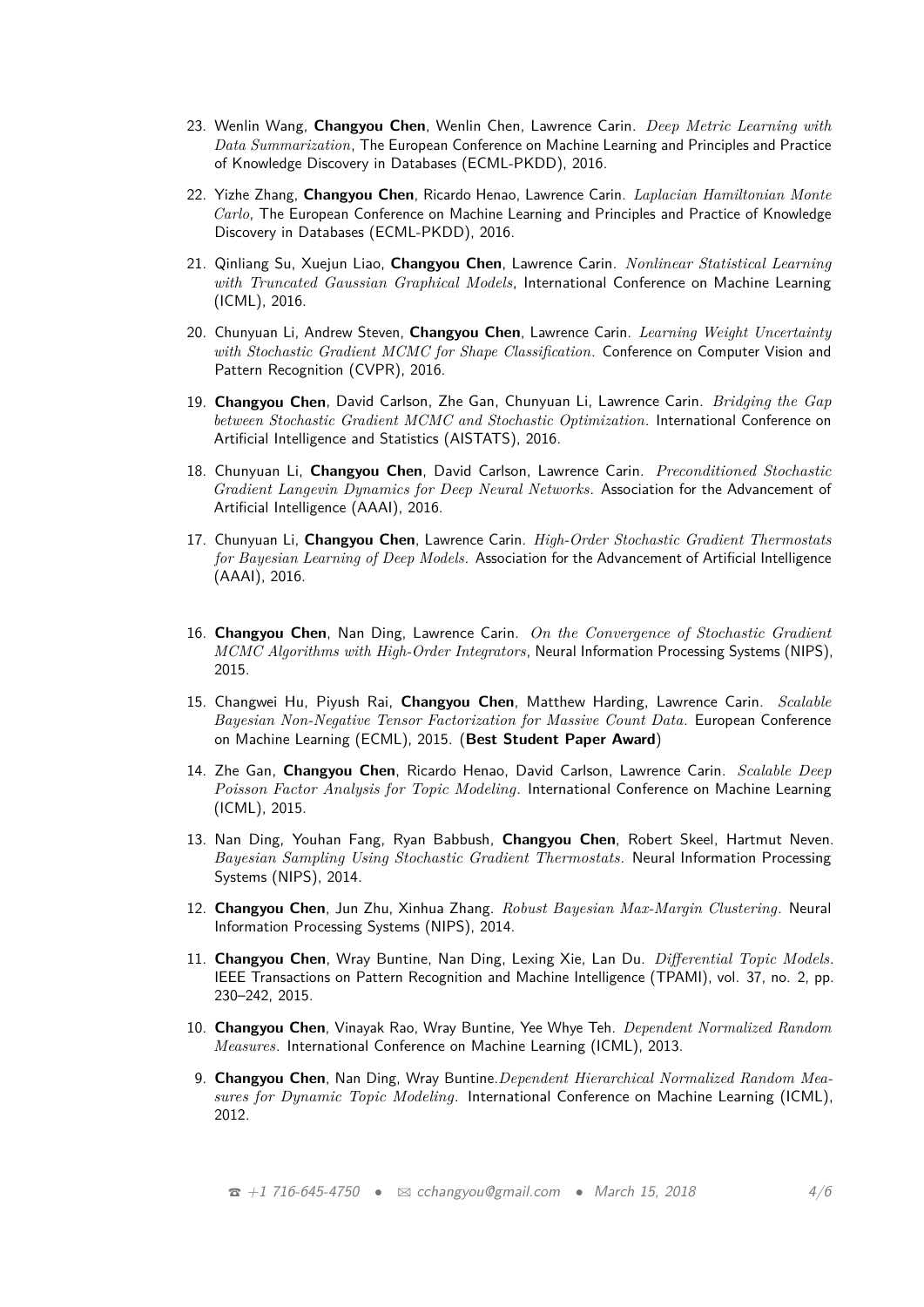23. Wenlin Wang, **Changyou Chen**, Wenlin Chen, Lawrence Carin. *Deep Metric Learning with Data Summarization*, The European Conference on Machine Learning and Principles and Practice of Knowledge Discovery in Databases (ECML-PKDD), 2016.

22. Yizhe Zhang, **Changyou Chen**, Ricardo Henao, Lawrence Carin. *Laplacian Hamiltonian Monte Carlo*, The European Conference on Machine Learning and Principles and Practice of Knowledge Discovery in Databases (ECML-PKDD), 2016.

21. Qinliang Su, Xuejun Liao, **Changyou Chen**, Lawrence Carin. *Nonlinear Statistical Learning with Truncated Gaussian Graphical Models*, International Conference on Machine Learning (ICML), 2016.

20. Chunyuan Li, Andrew Steven, **Changyou Chen**, Lawrence Carin. *Learning Weight Uncertainty with Stochastic Gradient MCMC for Shape Classification*. Conference on Computer Vision and Pattern Recognition (CVPR), 2016.

19. **Changyou Chen**, David Carlson, Zhe Gan, Chunyuan Li, Lawrence Carin. *Bridging the Gap between Stochastic Gradient MCMC and Stochastic Optimization*. International Conference on Artificial Intelligence and Statistics (AISTATS), 2016.

18. Chunyuan Li, **Changyou Chen**, David Carlson, Lawrence Carin. *Preconditioned Stochastic Gradient Langevin Dynamics for Deep Neural Networks*. Association for the Advancement of Artificial Intelligence (AAAI), 2016.

17. Chunyuan Li, **Changyou Chen**, Lawrence Carin. *High-Order Stochastic Gradient Thermostats for Bayesian Learning of Deep Models*. Association for the Advancement of Artificial Intelligence (AAAI), 2016.

16. **Changyou Chen**, Nan Ding, Lawrence Carin. *On the Convergence of Stochastic Gradient MCMC Algorithms with High-Order Integrators*, Neural Information Processing Systems (NIPS), 2015.

15. Changwei Hu, Piyush Rai, **Changyou Chen**, Matthew Harding, Lawrence Carin. *Scalable Bayesian Non-Negative Tensor Factorization for Massive Count Data*. European Conference on Machine Learning (ECML), 2015. (**Best Student Paper Award**)

14. Zhe Gan, **Changyou Chen**, Ricardo Henao, David Carlson, Lawrence Carin. *Scalable Deep Poisson Factor Analysis for Topic Modeling*. International Conference on Machine Learning (ICML), 2015.

13. Nan Ding, Youhan Fang, Ryan Babbush, **Changyou Chen**, Robert Skeel, Hartmut Neven. *Bayesian Sampling Using Stochastic Gradient Thermostats*. Neural Information Processing Systems (NIPS), 2014.

12. **Changyou Chen**, Jun Zhu, Xinhua Zhang. *Robust Bayesian Max-Margin Clustering*. Neural Information Processing Systems (NIPS), 2014.

11. **Changyou Chen**, Wray Buntine, Nan Ding, Lexing Xie, Lan Du. *Differential Topic Models*. IEEE Transactions on Pattern Recognition and Machine Intelligence (TPAMI), vol. 37, no. 2, pp. 230–242, 2015.

10. **Changyou Chen**, Vinayak Rao, Wray Buntine, Yee Whye Teh. *Dependent Normalized Random Measures*. International Conference on Machine Learning (ICML), 2013.

9. **Changyou Chen**, Nan Ding, Wray Buntine.*Dependent Hierarchical Normalized Random Measures for Dynamic Topic Modeling*. International Conference on Machine Learning (ICML), 2012.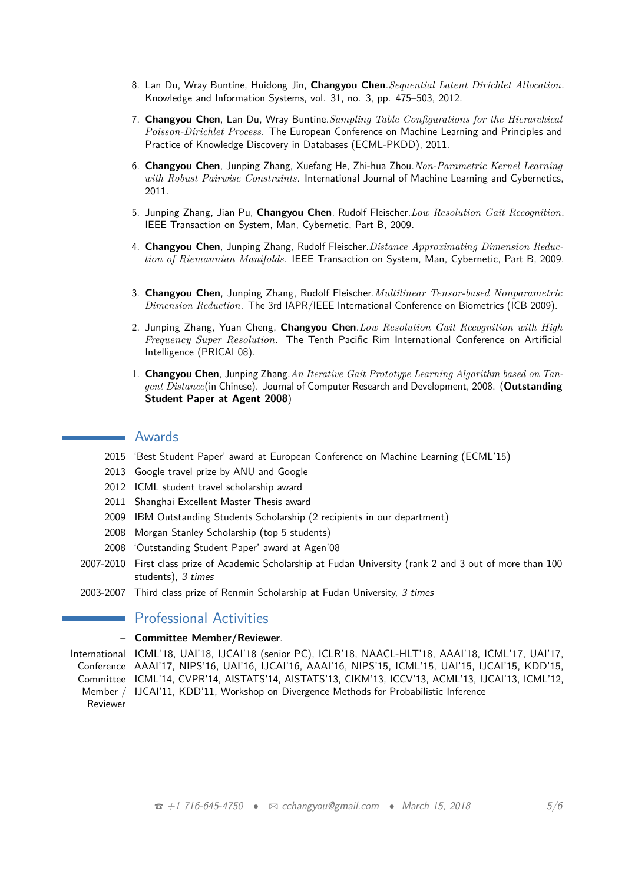8. Lan Du, Wray Buntine, Huidong Jin, **Changyou Chen**.*Sequential Latent Dirichlet Allocation*. Knowledge and Information Systems, vol. 31, no. 3, pp. 475–503, 2012.

7. **Changyou Chen**, Lan Du, Wray Buntine.*Sampling Table Configurations for the Hierarchical Poisson-Dirichlet Process*. The European Conference on Machine Learning and Principles and Practice of Knowledge Discovery in Databases (ECML-PKDD), 2011.

6. **Changyou Chen**, Junping Zhang, Xuefang He, Zhi-hua Zhou.*Non-Parametric Kernel Learning with Robust Pairwise Constraints*. International Journal of Machine Learning and Cybernetics, 2011.

5. Junping Zhang, Jian Pu, **Changyou Chen**, Rudolf Fleischer.*Low Resolution Gait Recognition*. IEEE Transaction on System, Man, Cybernetic, Part B, 2009.

4. **Changyou Chen**, Junping Zhang, Rudolf Fleischer.*Distance Approximating Dimension Reduction of Riemannian Manifolds*. IEEE Transaction on System, Man, Cybernetic, Part B, 2009.

3. **Changyou Chen**, Junping Zhang, Rudolf Fleischer.*Multilinear Tensor-based Nonparametric Dimension Reduction*. The 3rd IAPR/IEEE International Conference on Biometrics (ICB 2009).

2. Junping Zhang, Yuan Cheng, **Changyou Chen**.*Low Resolution Gait Recognition with High Frequency Super Resolution*. The Tenth Pacific Rim International Conference on Artificial Intelligence (PRICAI 08).

1. **Changyou Chen**, Junping Zhang.*An Iterative Gait Prototype Learning Algorithm based on Tangent Distance*(in Chinese). Journal of Computer Research and Development, 2008. (**Outstanding Student Paper at Agent 2008**)

## Awards

| | |
|---|---|
| 2015 | 'Best Student Paper' award at European Conference on Machine Learning (ECML'15) |
| 2013 | Google travel prize by ANU and Google |
| 2012 | ICML student travel scholarship award |
| 2011 | Shanghai Excellent Master Thesis award |
| 2009 | IBM Outstanding Students Scholarship (2 recipients in our department) |
| 2008 | Morgan Stanley Scholarship (top 5 students) |
| 2008 | 'Outstanding Student Paper' award at Agen'08 |
| 2007-2010 | First class prize of Academic Scholarship at Fudan University (rank 2 and 3 out of more than 100 students), *3 times* |
| 2003-2007 | Third class prize of Renmin Scholarship at Fudan University, *3 times* |

## Professional Activities

– **Committee Member/Reviewer**.

International Conference Committee Member / Reviewer: ICML'18, UAI'18, IJCAI'18 (senior PC), ICLR'18, NAACL-HLT'18, AAAI'18, ICML'17, UAI'17, AAAI'17, NIPS'16, UAI'16, IJCAI'16, AAAI'16, NIPS'15, ICML'15, UAI'15, IJCAI'15, KDD'15, ICML'14, CVPR'14, AISTATS'14, AISTATS'13, CIKM'13, ICCV'13, ACML'13, IJCAI'13, ICML'12, IJCAI'11, KDD'11, Workshop on Divergence Methods for Probabilistic Inference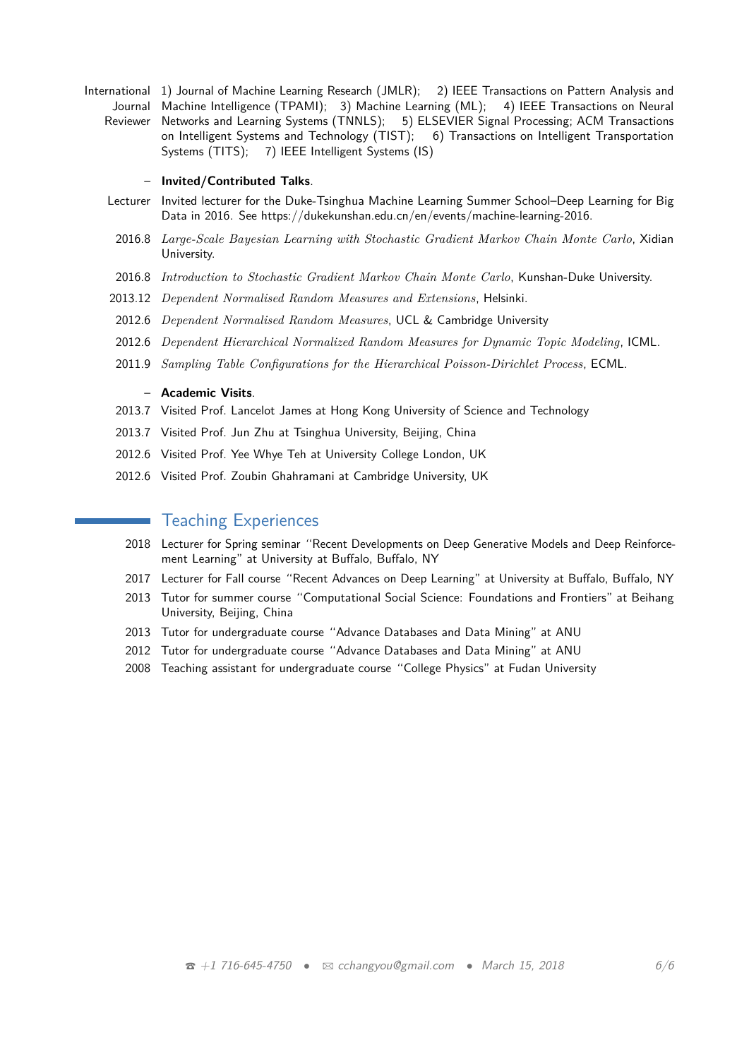International Journal Reviewer: 1) Journal of Machine Learning Research (JMLR); 2) IEEE Transactions on Pattern Analysis and Machine Intelligence (TPAMI); 3) Machine Learning (ML); 4) IEEE Transactions on Neural Networks and Learning Systems (TNNLS); 5) ELSEVIER Signal Processing; ACM Transactions on Intelligent Systems and Technology (TIST); 6) Transactions on Intelligent Transportation Systems (TITS); 7) IEEE Intelligent Systems (IS)

- **Invited/Contributed Talks**.

Lecturer: Invited lecturer for the Duke-Tsinghua Machine Learning Summer School–Deep Learning for Big Data in 2016. See https://dukekunshan.edu.cn/en/events/machine-learning-2016.

2016.8 *Large-Scale Bayesian Learning with Stochastic Gradient Markov Chain Monte Carlo*, Xidian University.

2016.8 *Introduction to Stochastic Gradient Markov Chain Monte Carlo*, Kunshan-Duke University.

2013.12 *Dependent Normalised Random Measures and Extensions*, Helsinki.

2012.6 *Dependent Normalised Random Measures*, UCL & Cambridge University

2012.6 *Dependent Hierarchical Normalized Random Measures for Dynamic Topic Modeling*, ICML.

2011.9 *Sampling Table Configurations for the Hierarchical Poisson-Dirichlet Process*, ECML.

- **Academic Visits**.

2013.7 Visited Prof. Lancelot James at Hong Kong University of Science and Technology

2013.7 Visited Prof. Jun Zhu at Tsinghua University, Beijing, China

2012.6 Visited Prof. Yee Whye Teh at University College London, UK

2012.6 Visited Prof. Zoubin Ghahramani at Cambridge University, UK

## Teaching Experiences

2018 Lecturer for Spring seminar "Recent Developments on Deep Generative Models and Deep Reinforcement Learning" at University at Buffalo, Buffalo, NY

2017 Lecturer for Fall course "Recent Advances on Deep Learning" at University at Buffalo, Buffalo, NY

2013 Tutor for summer course "Computational Social Science: Foundations and Frontiers" at Beihang University, Beijing, China

2013 Tutor for undergraduate course "Advance Databases and Data Mining" at ANU

2012 Tutor for undergraduate course "Advance Databases and Data Mining" at ANU

2008 Teaching assistant for undergraduate course "College Physics" at Fudan University